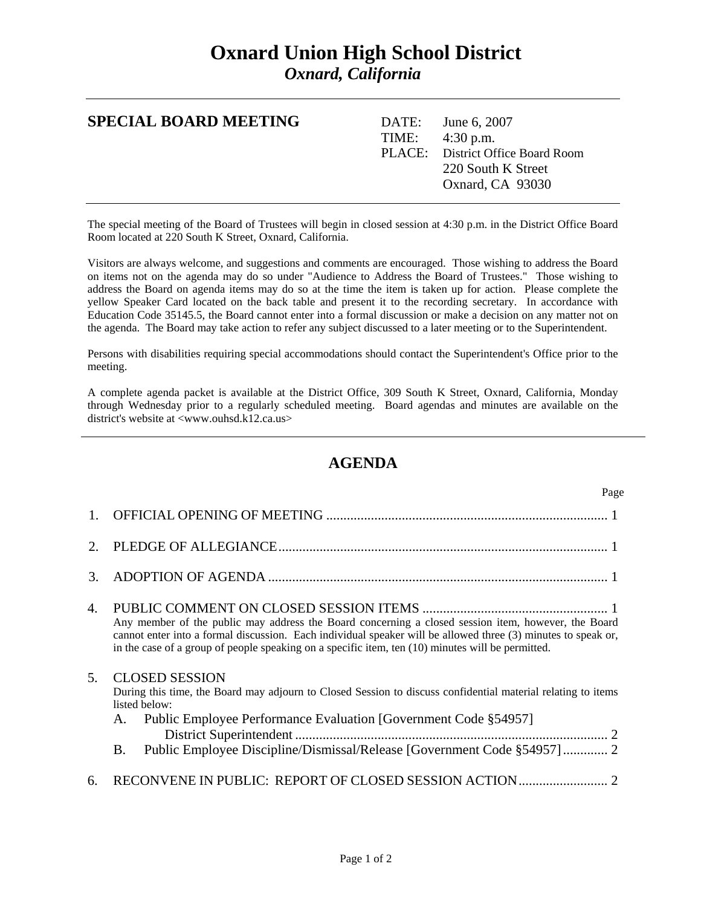# Oxnard Union High School District

*Oxnard, California*

---

**SPECIAL BOARD MEETING**

DATE: June 6, 2007
TIME: 4:30 p.m.
PLACE: District Office Board Room
220 South K Street
Oxnard, CA 93030

---

The special meeting of the Board of Trustees will begin in closed session at 4:30 p.m. in the District Office Board Room located at 220 South K Street, Oxnard, California.

Visitors are always welcome, and suggestions and comments are encouraged. Those wishing to address the Board on items not on the agenda may do so under "Audience to Address the Board of Trustees." Those wishing to address the Board on agenda items may do so at the time the item is taken up for action. Please complete the yellow Speaker Card located on the back table and present it to the recording secretary. In accordance with Education Code 35145.5, the Board cannot enter into a formal discussion or make a decision on any matter not on the agenda. The Board may take action to refer any subject discussed to a later meeting or to the Superintendent.

Persons with disabilities requiring special accommodations should contact the Superintendent's Office prior to the meeting.

A complete agenda packet is available at the District Office, 309 South K Street, Oxnard, California, Monday through Wednesday prior to a regularly scheduled meeting. Board agendas and minutes are available on the district's website at <www.ouhsd.k12.ca.us>

---

## AGENDA

Page

1. OFFICIAL OPENING OF MEETING .......... 1

2. PLEDGE OF ALLEGIANCE .......... 1

3. ADOPTION OF AGENDA .......... 1

4. PUBLIC COMMENT ON CLOSED SESSION ITEMS .......... 1
   Any member of the public may address the Board concerning a closed session item, however, the Board cannot enter into a formal discussion. Each individual speaker will be allowed three (3) minutes to speak or, in the case of a group of people speaking on a specific item, ten (10) minutes will be permitted.

5. CLOSED SESSION
   During this time, the Board may adjourn to Closed Session to discuss confidential material relating to items listed below:
   A. Public Employee Performance Evaluation [Government Code §54957]
      District Superintendent .......... 2
   B. Public Employee Discipline/Dismissal/Release [Government Code §54957] .......... 2

6. RECONVENE IN PUBLIC: REPORT OF CLOSED SESSION ACTION .......... 2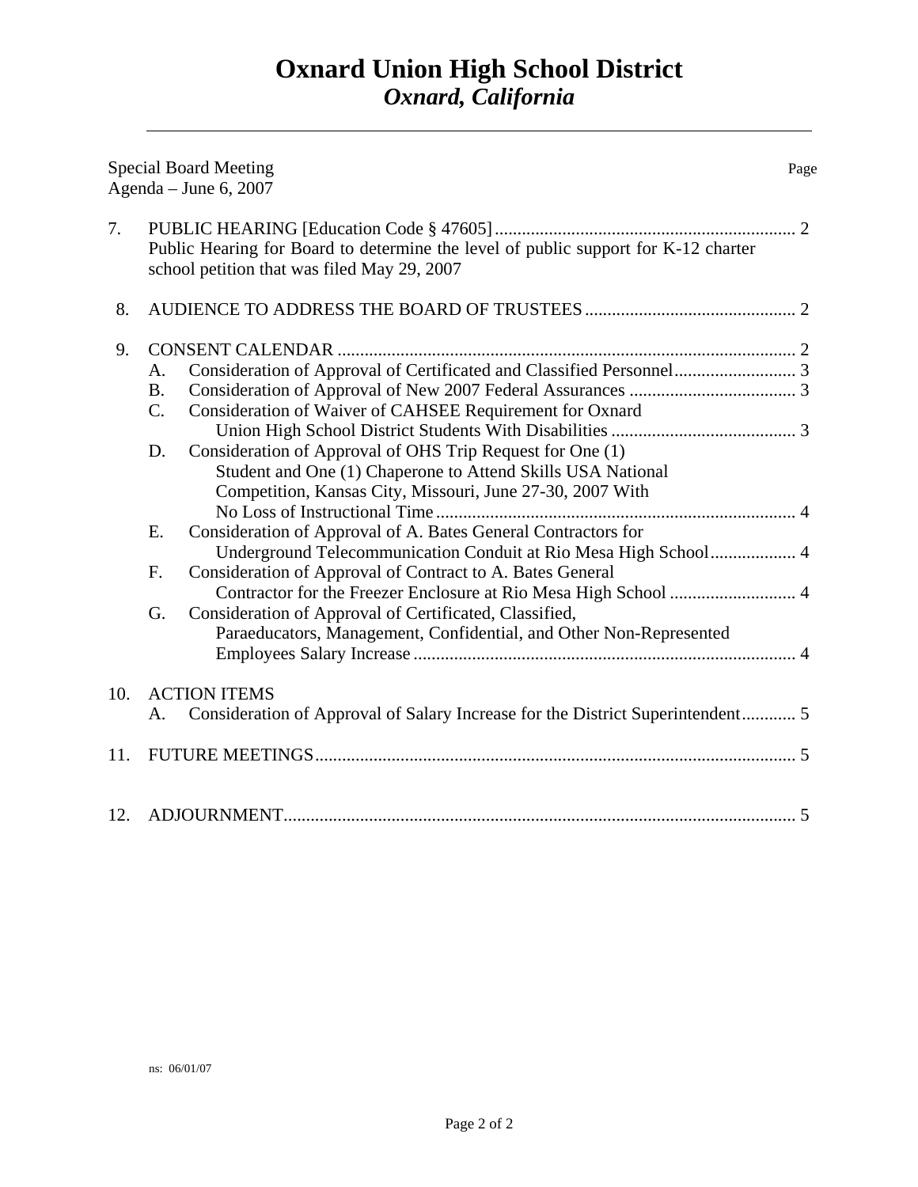# Oxnard Union High School District

## *Oxnard, California*

---

Special Board Meeting
Agenda – June 6, 2007

Page

7. PUBLIC HEARING [Education Code § 47605] .................................................................... 2
   Public Hearing for Board to determine the level of public support for K-12 charter school petition that was filed May 29, 2007

8. AUDIENCE TO ADDRESS THE BOARD OF TRUSTEES .............................................. 2

9. CONSENT CALENDAR ..................................................................................................... 2
   - A. Consideration of Approval of Certificated and Classified Personnel........................... 3
   - B. Consideration of Approval of New 2007 Federal Assurances ..................................... 3
   - C. Consideration of Waiver of CAHSEE Requirement for Oxnard Union High School District Students With Disabilities ......................................... 3
   - D. Consideration of Approval of OHS Trip Request for One (1) Student and One (1) Chaperone to Attend Skills USA National Competition, Kansas City, Missouri, June 27-30, 2007 With No Loss of Instructional Time ................................................................................ 4
   - E. Consideration of Approval of A. Bates General Contractors for Underground Telecommunication Conduit at Rio Mesa High School................... 4
   - F. Consideration of Approval of Contract to A. Bates General Contractor for the Freezer Enclosure at Rio Mesa High School ............................ 4
   - G. Consideration of Approval of Certificated, Classified, Paraeducators, Management, Confidential, and Other Non-Represented Employees Salary Increase .................................................................................... 4

10. ACTION ITEMS
    - A. Consideration of Approval of Salary Increase for the District Superintendent............ 5

11. FUTURE MEETINGS.......................................................................................................... 5

12. ADJOURNMENT................................................................................................................. 5

ns: 06/01/07